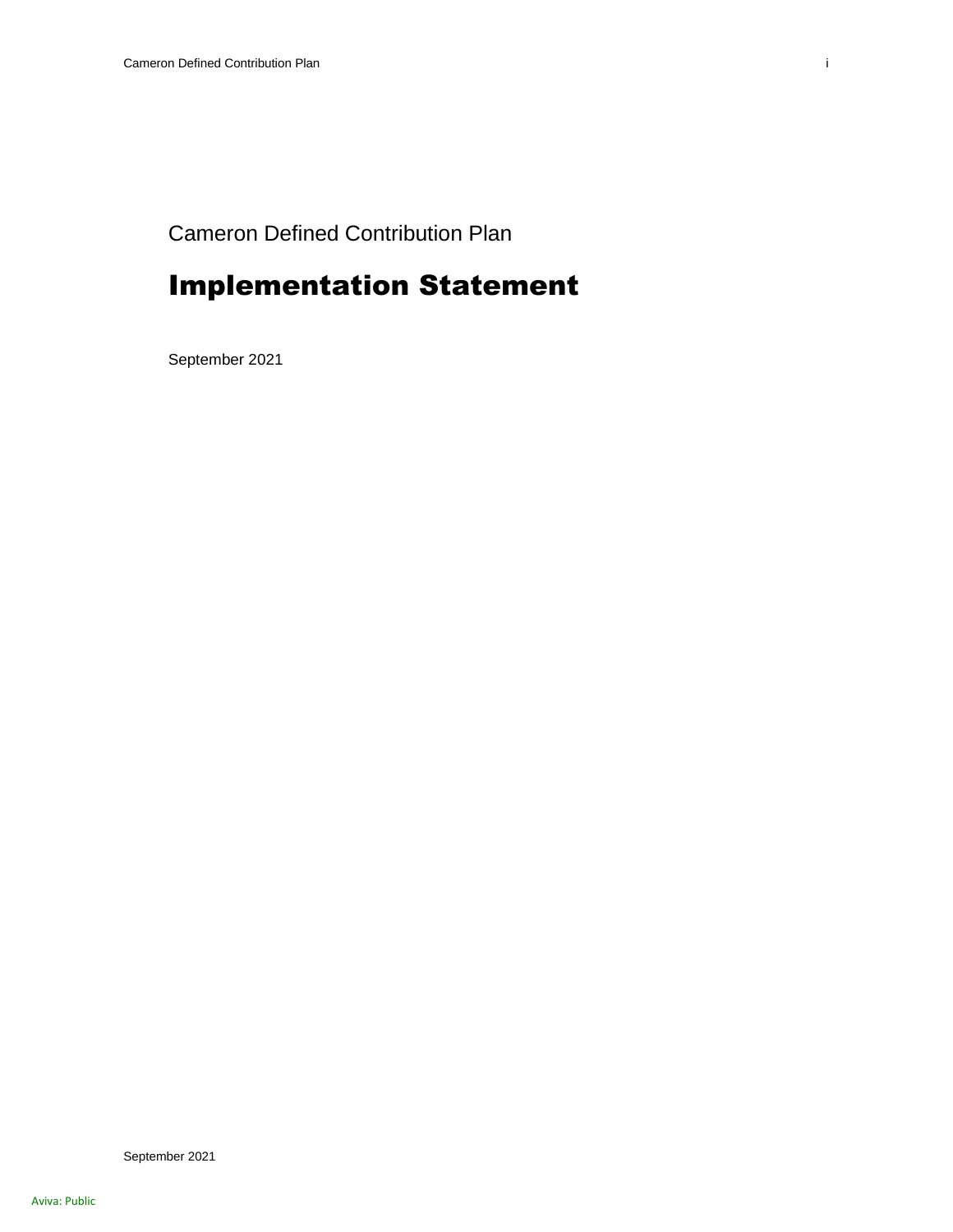Cameron Defined Contribution Plan

# Implementation Statement

September 2021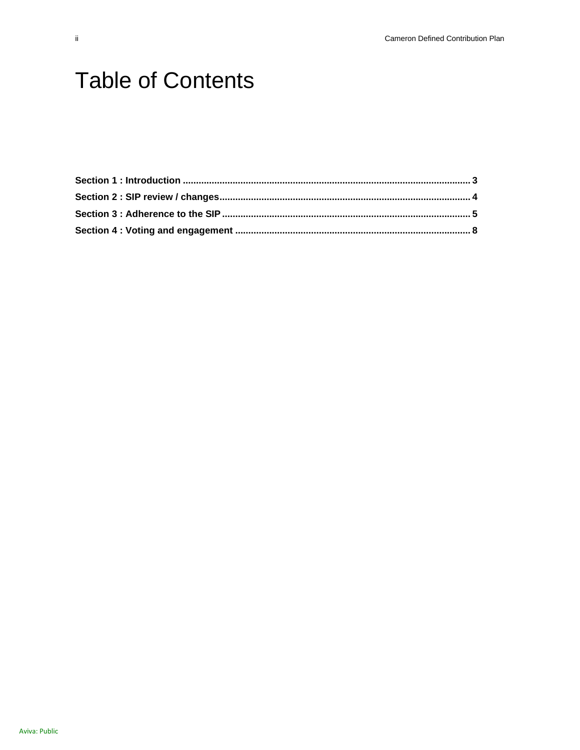# Table of Contents

**Section 1 : Introduction ............................................................................................................. 3**

**Section 2 : SIP review / changes............................................................................................... 4**

**Section 3 : Adherence to the SIP .............................................................................................. 5**

**Section 4 : Voting and engagement ......................................................................................... 8**

Aviva: Public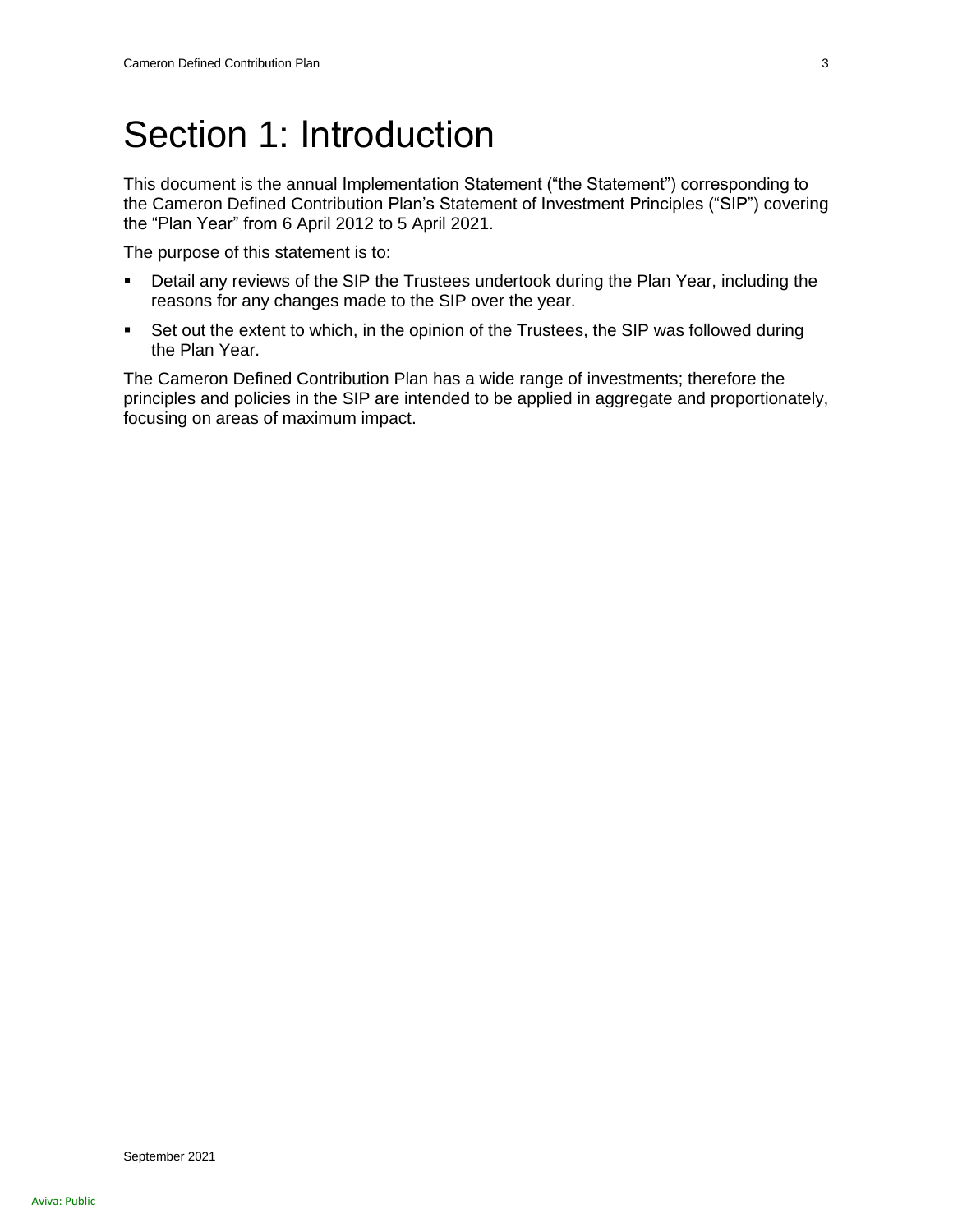# Section 1: Introduction

This document is the annual Implementation Statement ("the Statement") corresponding to the Cameron Defined Contribution Plan's Statement of Investment Principles ("SIP") covering the "Plan Year" from 6 April 2012 to 5 April 2021.

The purpose of this statement is to:

- Detail any reviews of the SIP the Trustees undertook during the Plan Year, including the reasons for any changes made to the SIP over the year.
- Set out the extent to which, in the opinion of the Trustees, the SIP was followed during the Plan Year.

The Cameron Defined Contribution Plan has a wide range of investments; therefore the principles and policies in the SIP are intended to be applied in aggregate and proportionately, focusing on areas of maximum impact.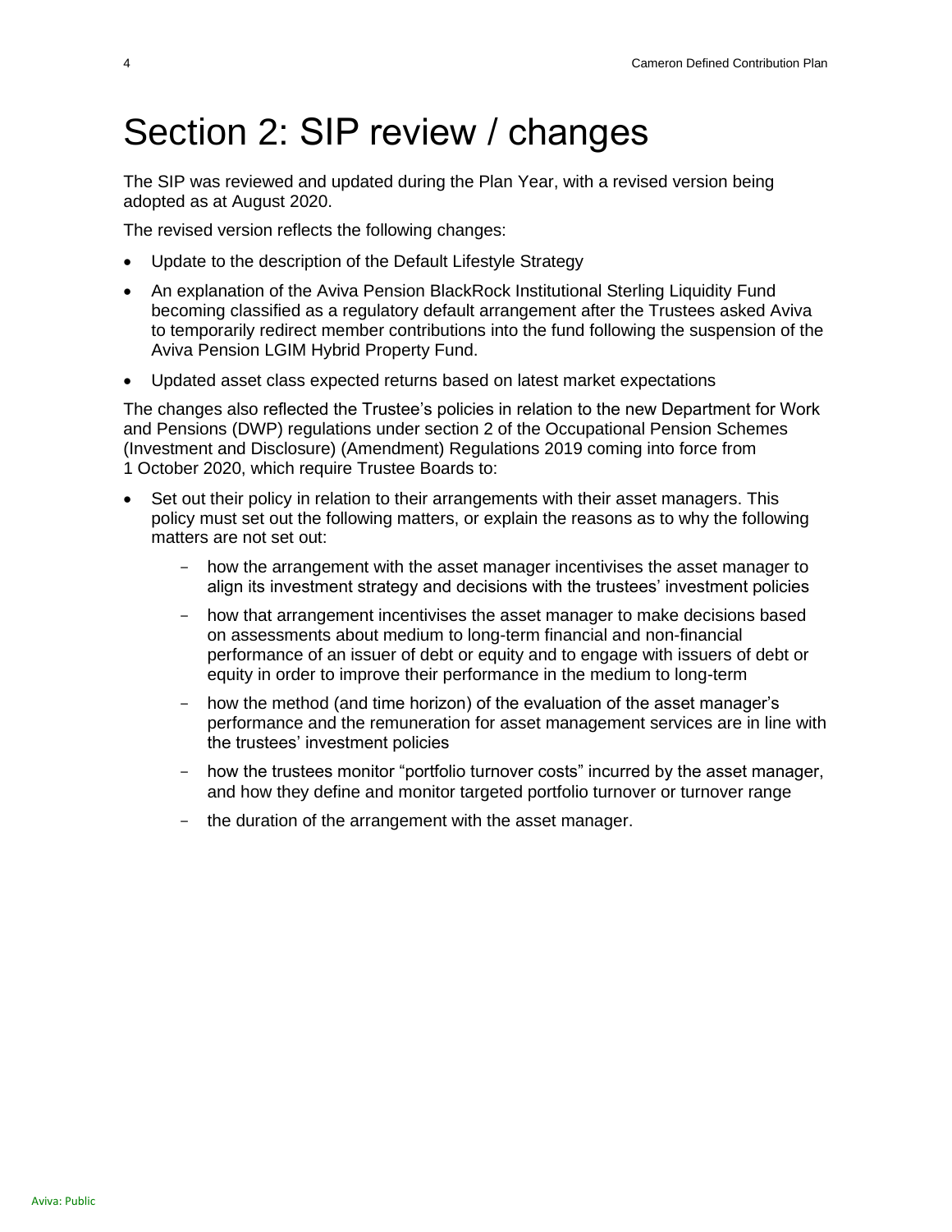# Section 2: SIP review / changes

The SIP was reviewed and updated during the Plan Year, with a revised version being adopted as at August 2020.

The revised version reflects the following changes:

- Update to the description of the Default Lifestyle Strategy
- An explanation of the Aviva Pension BlackRock Institutional Sterling Liquidity Fund becoming classified as a regulatory default arrangement after the Trustees asked Aviva to temporarily redirect member contributions into the fund following the suspension of the Aviva Pension LGIM Hybrid Property Fund.
- Updated asset class expected returns based on latest market expectations

The changes also reflected the Trustee's policies in relation to the new Department for Work and Pensions (DWP) regulations under section 2 of the Occupational Pension Schemes (Investment and Disclosure) (Amendment) Regulations 2019 coming into force from 1 October 2020, which require Trustee Boards to:

- Set out their policy in relation to their arrangements with their asset managers. This policy must set out the following matters, or explain the reasons as to why the following matters are not set out:
  - how the arrangement with the asset manager incentivises the asset manager to align its investment strategy and decisions with the trustees' investment policies
  - how that arrangement incentivises the asset manager to make decisions based on assessments about medium to long-term financial and non-financial performance of an issuer of debt or equity and to engage with issuers of debt or equity in order to improve their performance in the medium to long-term
  - how the method (and time horizon) of the evaluation of the asset manager's performance and the remuneration for asset management services are in line with the trustees' investment policies
  - how the trustees monitor "portfolio turnover costs" incurred by the asset manager, and how they define and monitor targeted portfolio turnover or turnover range
  - the duration of the arrangement with the asset manager.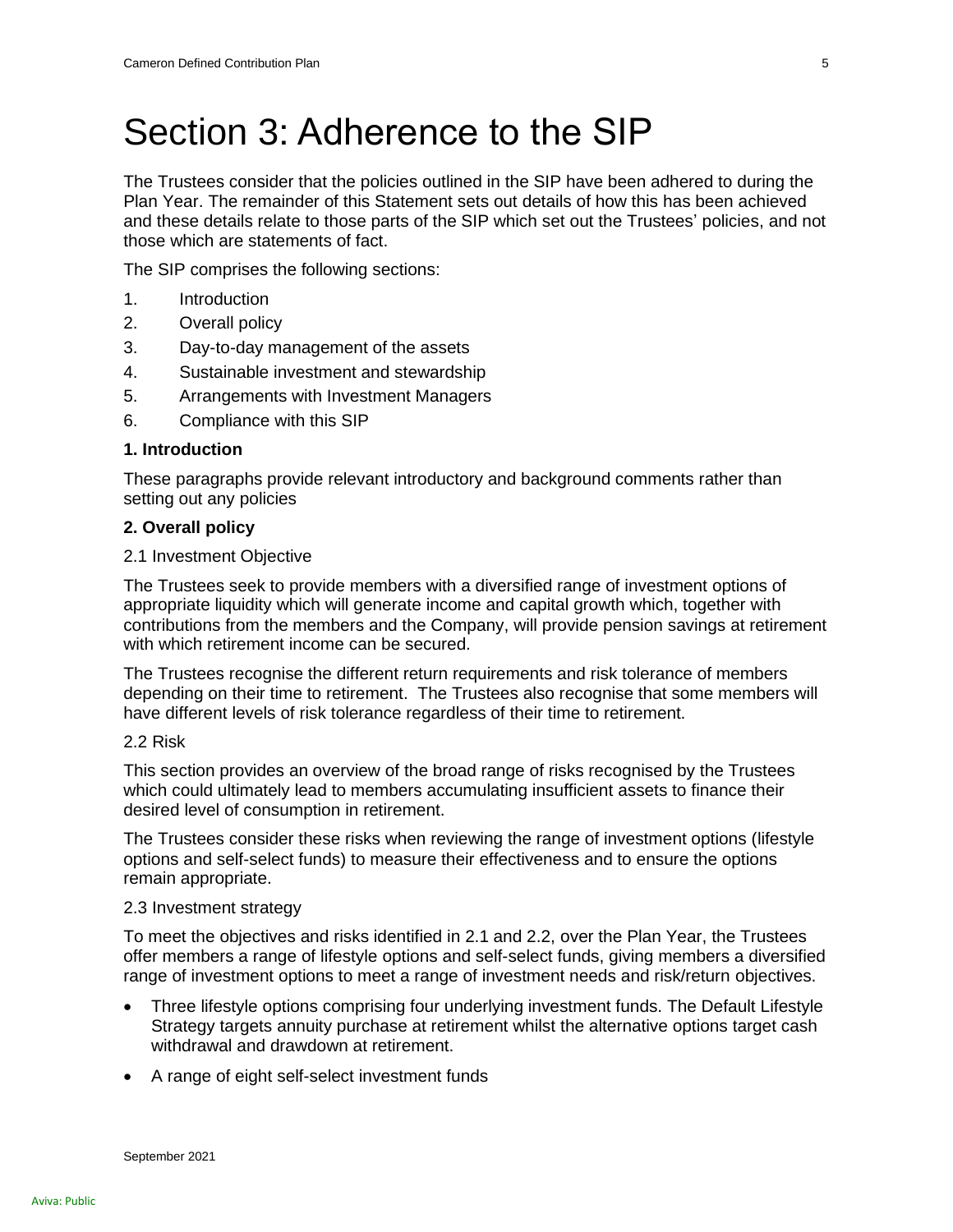# Section 3: Adherence to the SIP

The Trustees consider that the policies outlined in the SIP have been adhered to during the Plan Year. The remainder of this Statement sets out details of how this has been achieved and these details relate to those parts of the SIP which set out the Trustees' policies, and not those which are statements of fact.

The SIP comprises the following sections:

1. Introduction
2. Overall policy
3. Day-to-day management of the assets
4. Sustainable investment and stewardship
5. Arrangements with Investment Managers
6. Compliance with this SIP

**1. Introduction**

These paragraphs provide relevant introductory and background comments rather than setting out any policies

**2. Overall policy**

2.1 Investment Objective

The Trustees seek to provide members with a diversified range of investment options of appropriate liquidity which will generate income and capital growth which, together with contributions from the members and the Company, will provide pension savings at retirement with which retirement income can be secured.

The Trustees recognise the different return requirements and risk tolerance of members depending on their time to retirement. The Trustees also recognise that some members will have different levels of risk tolerance regardless of their time to retirement.

2.2 Risk

This section provides an overview of the broad range of risks recognised by the Trustees which could ultimately lead to members accumulating insufficient assets to finance their desired level of consumption in retirement.

The Trustees consider these risks when reviewing the range of investment options (lifestyle options and self-select funds) to measure their effectiveness and to ensure the options remain appropriate.

2.3 Investment strategy

To meet the objectives and risks identified in 2.1 and 2.2, over the Plan Year, the Trustees offer members a range of lifestyle options and self-select funds, giving members a diversified range of investment options to meet a range of investment needs and risk/return objectives.

- Three lifestyle options comprising four underlying investment funds. The Default Lifestyle Strategy targets annuity purchase at retirement whilst the alternative options target cash withdrawal and drawdown at retirement.
- A range of eight self-select investment funds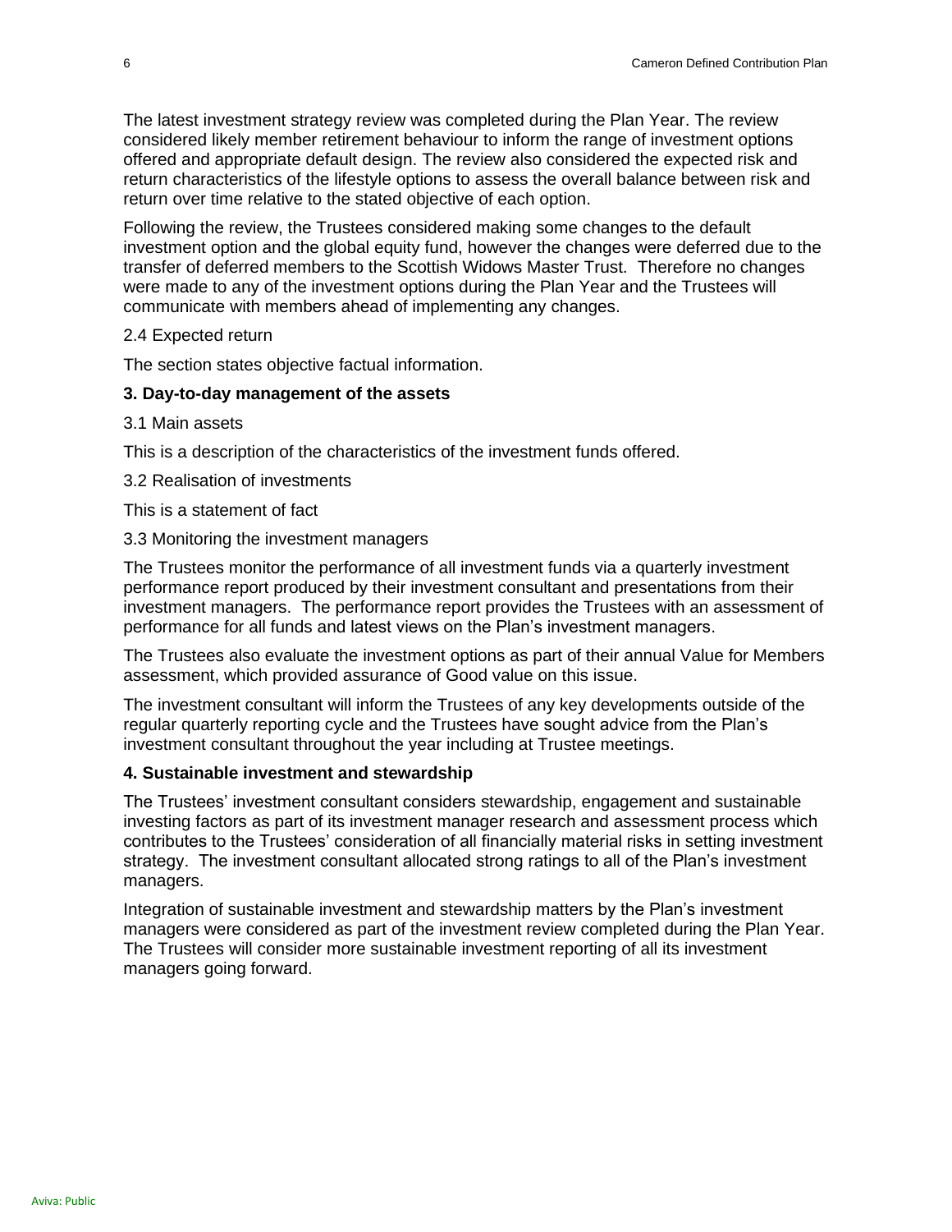The latest investment strategy review was completed during the Plan Year. The review considered likely member retirement behaviour to inform the range of investment options offered and appropriate default design. The review also considered the expected risk and return characteristics of the lifestyle options to assess the overall balance between risk and return over time relative to the stated objective of each option.

Following the review, the Trustees considered making some changes to the default investment option and the global equity fund, however the changes were deferred due to the transfer of deferred members to the Scottish Widows Master Trust. Therefore no changes were made to any of the investment options during the Plan Year and the Trustees will communicate with members ahead of implementing any changes.

2.4 Expected return

The section states objective factual information.

**3. Day-to-day management of the assets**

3.1 Main assets

This is a description of the characteristics of the investment funds offered.

3.2 Realisation of investments

This is a statement of fact

3.3 Monitoring the investment managers

The Trustees monitor the performance of all investment funds via a quarterly investment performance report produced by their investment consultant and presentations from their investment managers. The performance report provides the Trustees with an assessment of performance for all funds and latest views on the Plan's investment managers.

The Trustees also evaluate the investment options as part of their annual Value for Members assessment, which provided assurance of Good value on this issue.

The investment consultant will inform the Trustees of any key developments outside of the regular quarterly reporting cycle and the Trustees have sought advice from the Plan's investment consultant throughout the year including at Trustee meetings.

**4. Sustainable investment and stewardship**

The Trustees' investment consultant considers stewardship, engagement and sustainable investing factors as part of its investment manager research and assessment process which contributes to the Trustees' consideration of all financially material risks in setting investment strategy. The investment consultant allocated strong ratings to all of the Plan's investment managers.

Integration of sustainable investment and stewardship matters by the Plan's investment managers were considered as part of the investment review completed during the Plan Year. The Trustees will consider more sustainable investment reporting of all its investment managers going forward.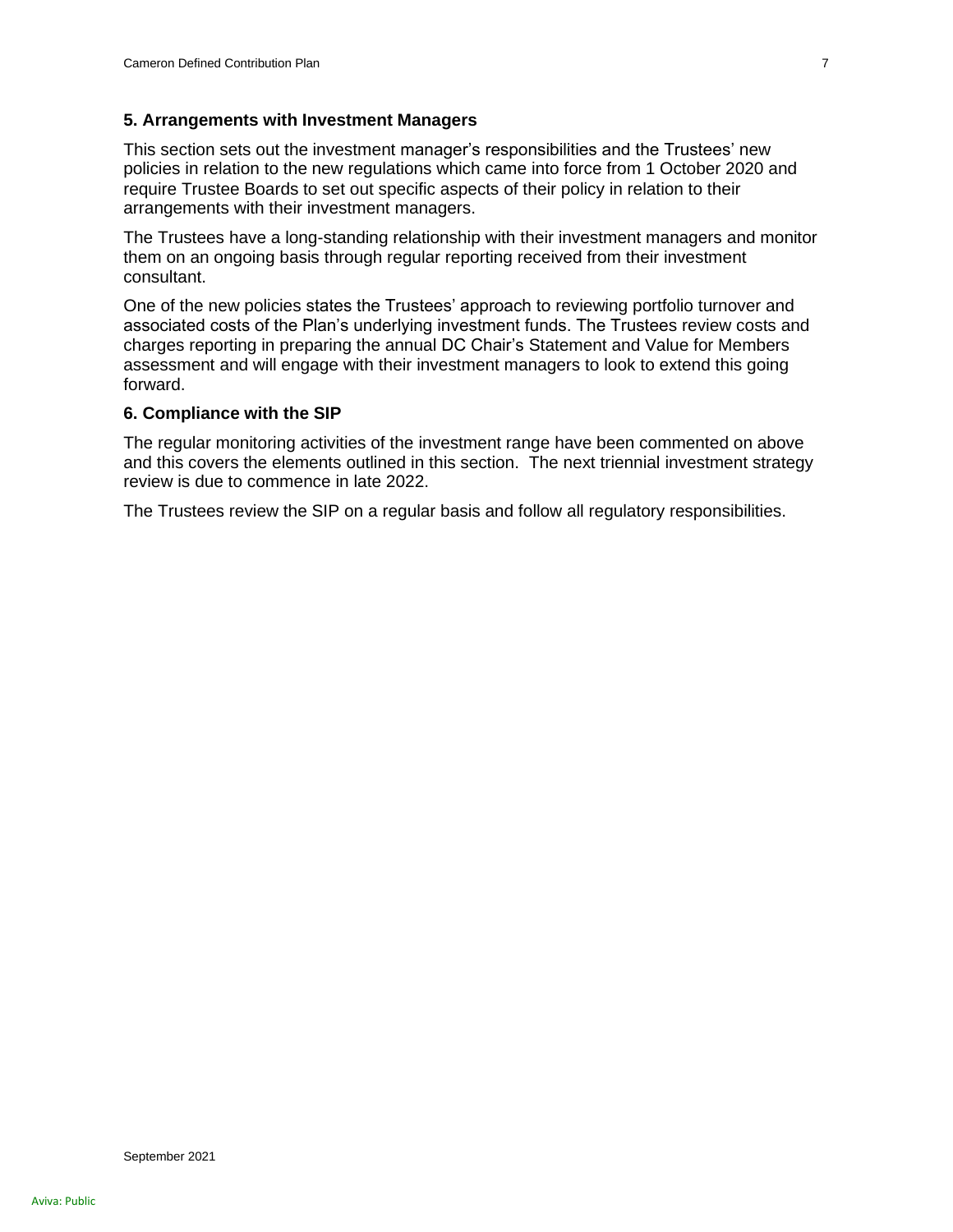### 5. Arrangements with Investment Managers

This section sets out the investment manager's responsibilities and the Trustees' new policies in relation to the new regulations which came into force from 1 October 2020 and require Trustee Boards to set out specific aspects of their policy in relation to their arrangements with their investment managers.

The Trustees have a long-standing relationship with their investment managers and monitor them on an ongoing basis through regular reporting received from their investment consultant.

One of the new policies states the Trustees' approach to reviewing portfolio turnover and associated costs of the Plan's underlying investment funds. The Trustees review costs and charges reporting in preparing the annual DC Chair's Statement and Value for Members assessment and will engage with their investment managers to look to extend this going forward.

### 6. Compliance with the SIP

The regular monitoring activities of the investment range have been commented on above and this covers the elements outlined in this section. The next triennial investment strategy review is due to commence in late 2022.

The Trustees review the SIP on a regular basis and follow all regulatory responsibilities.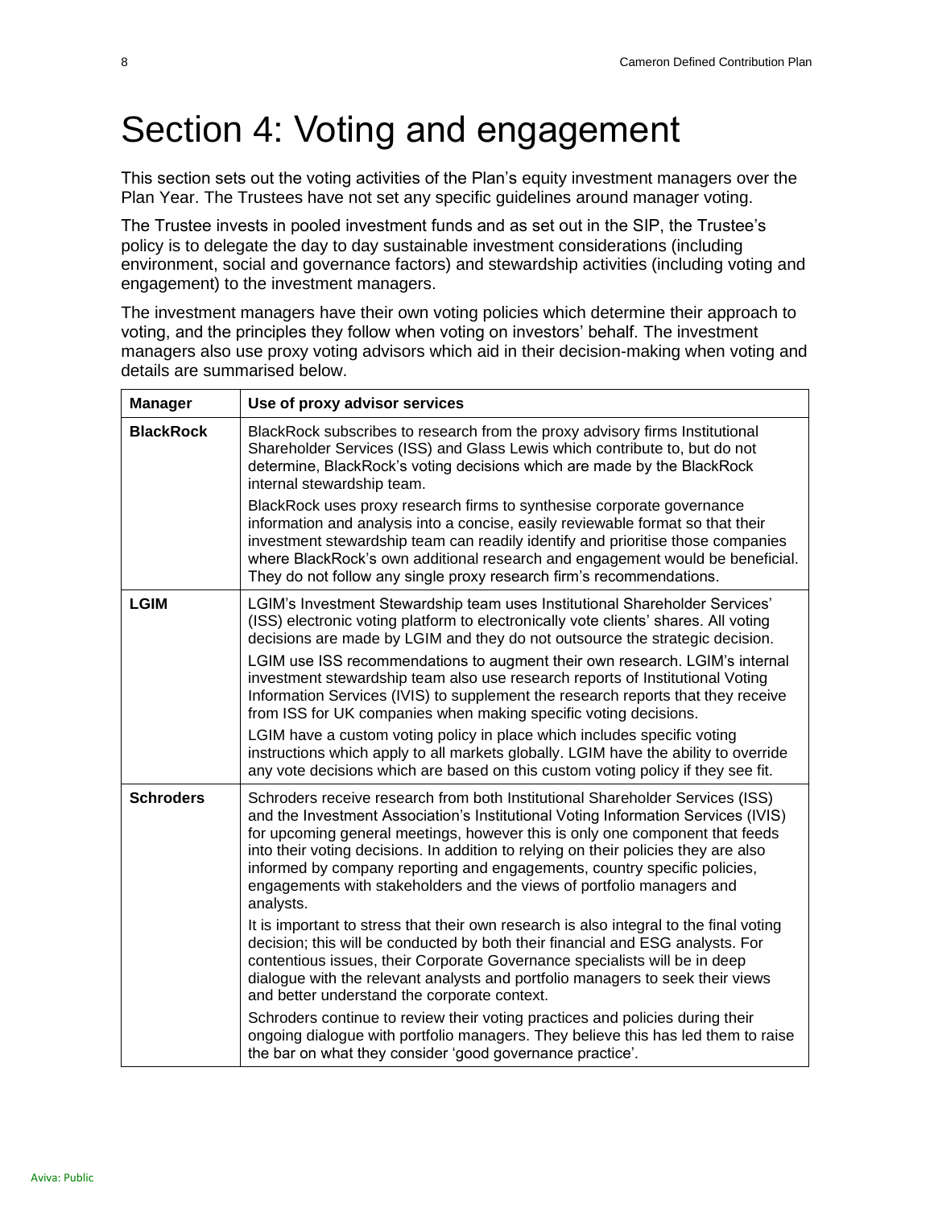# Section 4: Voting and engagement

This section sets out the voting activities of the Plan's equity investment managers over the Plan Year. The Trustees have not set any specific guidelines around manager voting.

The Trustee invests in pooled investment funds and as set out in the SIP, the Trustee's policy is to delegate the day to day sustainable investment considerations (including environment, social and governance factors) and stewardship activities (including voting and engagement) to the investment managers.

The investment managers have their own voting policies which determine their approach to voting, and the principles they follow when voting on investors' behalf. The investment managers also use proxy voting advisors which aid in their decision-making when voting and details are summarised below.

| Manager | Use of proxy advisor services |
|---|---|
| **BlackRock** | BlackRock subscribes to research from the proxy advisory firms Institutional Shareholder Services (ISS) and Glass Lewis which contribute to, but do not determine, BlackRock's voting decisions which are made by the BlackRock internal stewardship team.<br><br>BlackRock uses proxy research firms to synthesise corporate governance information and analysis into a concise, easily reviewable format so that their investment stewardship team can readily identify and prioritise those companies where BlackRock's own additional research and engagement would be beneficial. They do not follow any single proxy research firm's recommendations. |
| **LGIM** | LGIM's Investment Stewardship team uses Institutional Shareholder Services' (ISS) electronic voting platform to electronically vote clients' shares. All voting decisions are made by LGIM and they do not outsource the strategic decision.<br><br>LGIM use ISS recommendations to augment their own research. LGIM's internal investment stewardship team also use research reports of Institutional Voting Information Services (IVIS) to supplement the research reports that they receive from ISS for UK companies when making specific voting decisions.<br><br>LGIM have a custom voting policy in place which includes specific voting instructions which apply to all markets globally. LGIM have the ability to override any vote decisions which are based on this custom voting policy if they see fit. |
| **Schroders** | Schroders receive research from both Institutional Shareholder Services (ISS) and the Investment Association's Institutional Voting Information Services (IVIS) for upcoming general meetings, however this is only one component that feeds into their voting decisions. In addition to relying on their policies they are also informed by company reporting and engagements, country specific policies, engagements with stakeholders and the views of portfolio managers and analysts.<br><br>It is important to stress that their own research is also integral to the final voting decision; this will be conducted by both their financial and ESG analysts. For contentious issues, their Corporate Governance specialists will be in deep dialogue with the relevant analysts and portfolio managers to seek their views and better understand the corporate context.<br><br>Schroders continue to review their voting practices and policies during their ongoing dialogue with portfolio managers. They believe this has led them to raise the bar on what they consider 'good governance practice'. |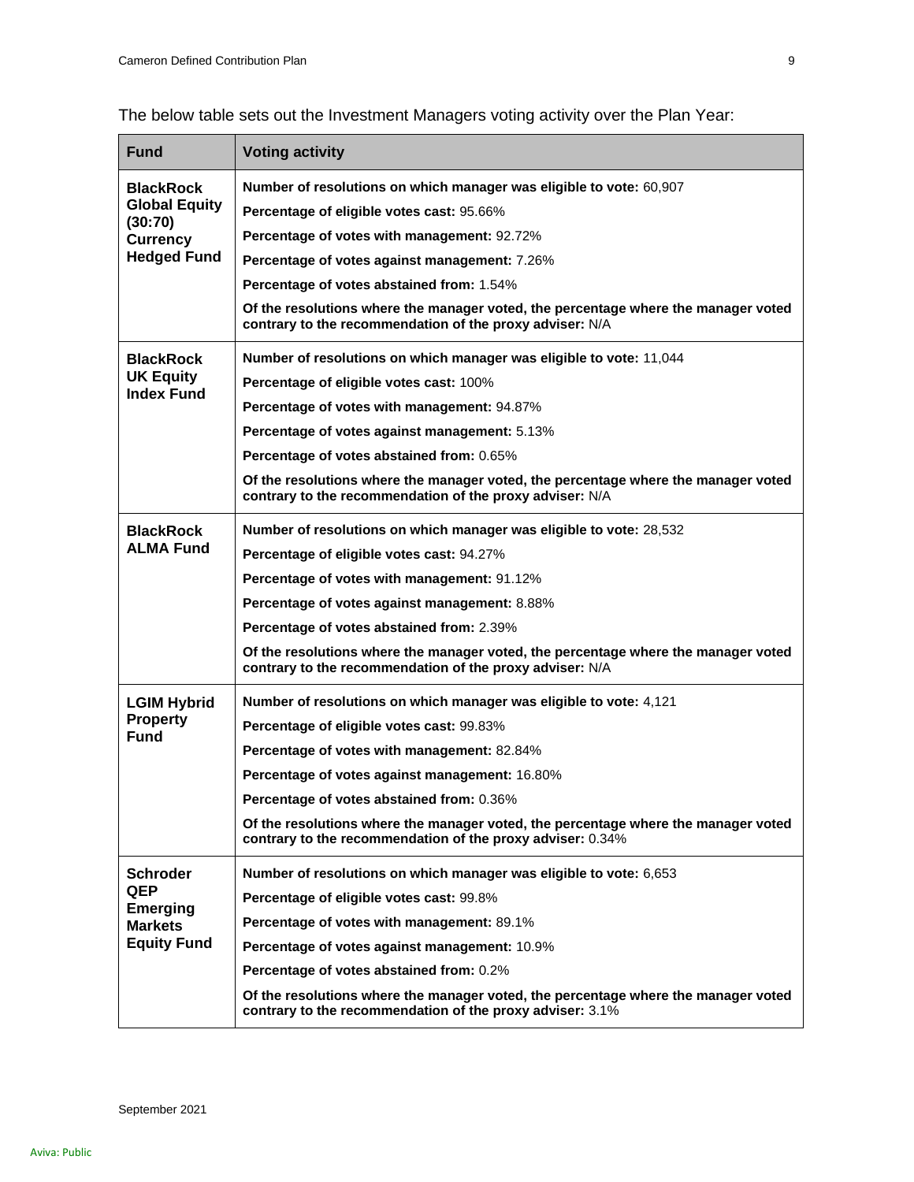The below table sets out the Investment Managers voting activity over the Plan Year:

| Fund | Voting activity |
| --- | --- |
| **BlackRock Global Equity (30:70) Currency Hedged Fund** | **Number of resolutions on which manager was eligible to vote:** 60,907<br>**Percentage of eligible votes cast:** 95.66%<br>**Percentage of votes with management:** 92.72%<br>**Percentage of votes against management:** 7.26%<br>**Percentage of votes abstained from:** 1.54%<br>**Of the resolutions where the manager voted, the percentage where the manager voted contrary to the recommendation of the proxy adviser:** N/A |
| **BlackRock UK Equity Index Fund** | **Number of resolutions on which manager was eligible to vote:** 11,044<br>**Percentage of eligible votes cast:** 100%<br>**Percentage of votes with management:** 94.87%<br>**Percentage of votes against management:** 5.13%<br>**Percentage of votes abstained from:** 0.65%<br>**Of the resolutions where the manager voted, the percentage where the manager voted contrary to the recommendation of the proxy adviser:** N/A |
| **BlackRock ALMA Fund** | **Number of resolutions on which manager was eligible to vote:** 28,532<br>**Percentage of eligible votes cast:** 94.27%<br>**Percentage of votes with management:** 91.12%<br>**Percentage of votes against management:** 8.88%<br>**Percentage of votes abstained from:** 2.39%<br>**Of the resolutions where the manager voted, the percentage where the manager voted contrary to the recommendation of the proxy adviser:** N/A |
| **LGIM Hybrid Property Fund** | **Number of resolutions on which manager was eligible to vote:** 4,121<br>**Percentage of eligible votes cast:** 99.83%<br>**Percentage of votes with management:** 82.84%<br>**Percentage of votes against management:** 16.80%<br>**Percentage of votes abstained from:** 0.36%<br>**Of the resolutions where the manager voted, the percentage where the manager voted contrary to the recommendation of the proxy adviser:** 0.34% |
| **Schroder QEP Emerging Markets Equity Fund** | **Number of resolutions on which manager was eligible to vote:** 6,653<br>**Percentage of eligible votes cast:** 99.8%<br>**Percentage of votes with management:** 89.1%<br>**Percentage of votes against management:** 10.9%<br>**Percentage of votes abstained from:** 0.2%<br>**Of the resolutions where the manager voted, the percentage where the manager voted contrary to the recommendation of the proxy adviser:** 3.1% |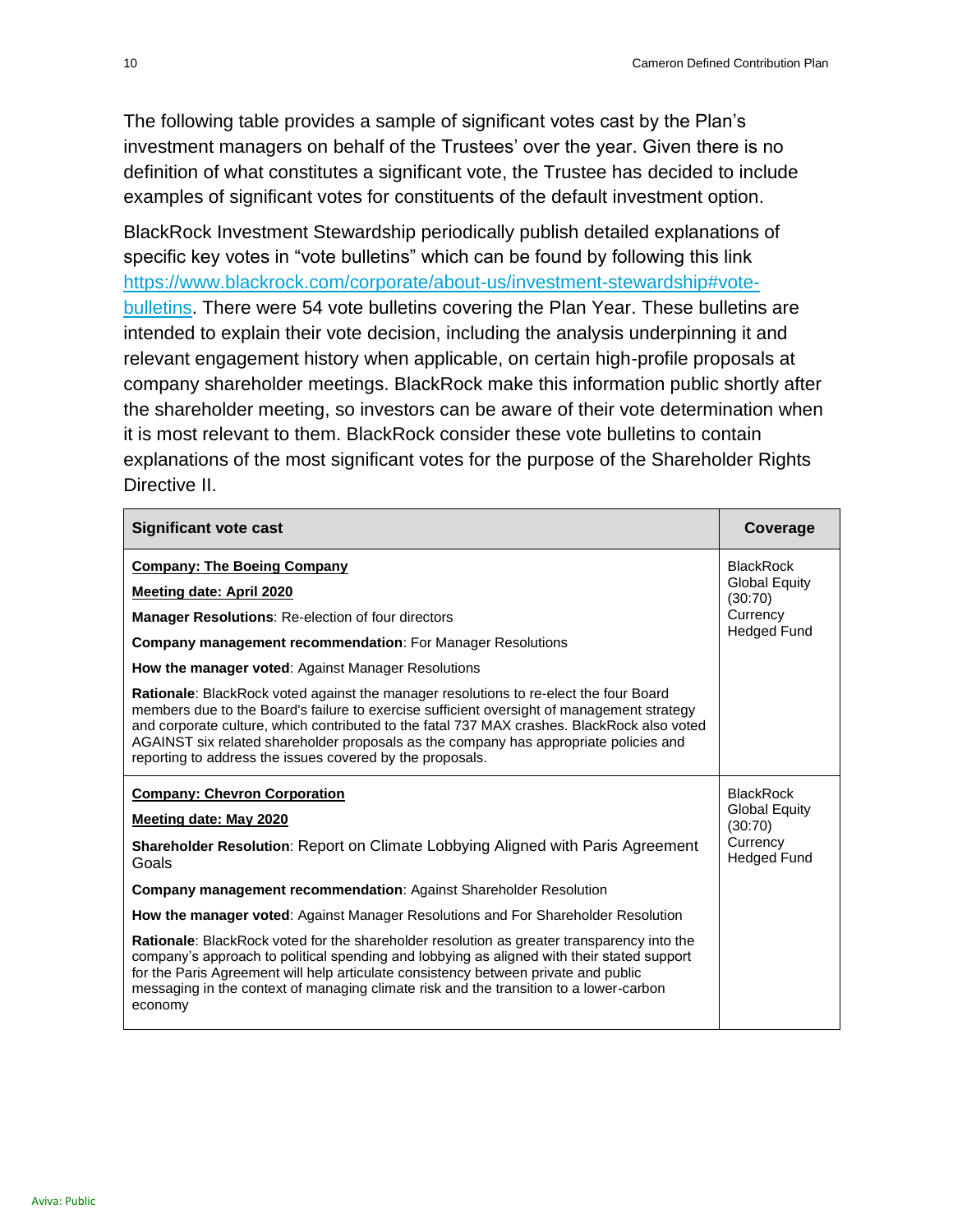The following table provides a sample of significant votes cast by the Plan's investment managers on behalf of the Trustees' over the year. Given there is no definition of what constitutes a significant vote, the Trustee has decided to include examples of significant votes for constituents of the default investment option.

BlackRock Investment Stewardship periodically publish detailed explanations of specific key votes in "vote bulletins" which can be found by following this link [https://www.blackrock.com/corporate/about-us/investment-stewardship#vote-bulletins](https://www.blackrock.com/corporate/about-us/investment-stewardship#vote-bulletins). There were 54 vote bulletins covering the Plan Year. These bulletins are intended to explain their vote decision, including the analysis underpinning it and relevant engagement history when applicable, on certain high-profile proposals at company shareholder meetings. BlackRock make this information public shortly after the shareholder meeting, so investors can be aware of their vote determination when it is most relevant to them. BlackRock consider these vote bulletins to contain explanations of the most significant votes for the purpose of the Shareholder Rights Directive II.

| Significant vote cast | Coverage |
|---|---|
| **Company: The Boeing Company**<br>**Meeting date: April 2020**<br>**Manager Resolutions**: Re-election of four directors<br>**Company management recommendation**: For Manager Resolutions<br>**How the manager voted**: Against Manager Resolutions<br>**Rationale**: BlackRock voted against the manager resolutions to re-elect the four Board members due to the Board's failure to exercise sufficient oversight of management strategy and corporate culture, which contributed to the fatal 737 MAX crashes. BlackRock also voted AGAINST six related shareholder proposals as the company has appropriate policies and reporting to address the issues covered by the proposals. | BlackRock Global Equity (30:70) Currency Hedged Fund |
| **Company: Chevron Corporation**<br>**Meeting date: May 2020**<br>**Shareholder Resolution**: Report on Climate Lobbying Aligned with Paris Agreement Goals<br>**Company management recommendation**: Against Shareholder Resolution<br>**How the manager voted**: Against Manager Resolutions and For Shareholder Resolution<br>**Rationale**: BlackRock voted for the shareholder resolution as greater transparency into the company's approach to political spending and lobbying as aligned with their stated support for the Paris Agreement will help articulate consistency between private and public messaging in the context of managing climate risk and the transition to a lower-carbon economy | BlackRock Global Equity (30:70) Currency Hedged Fund |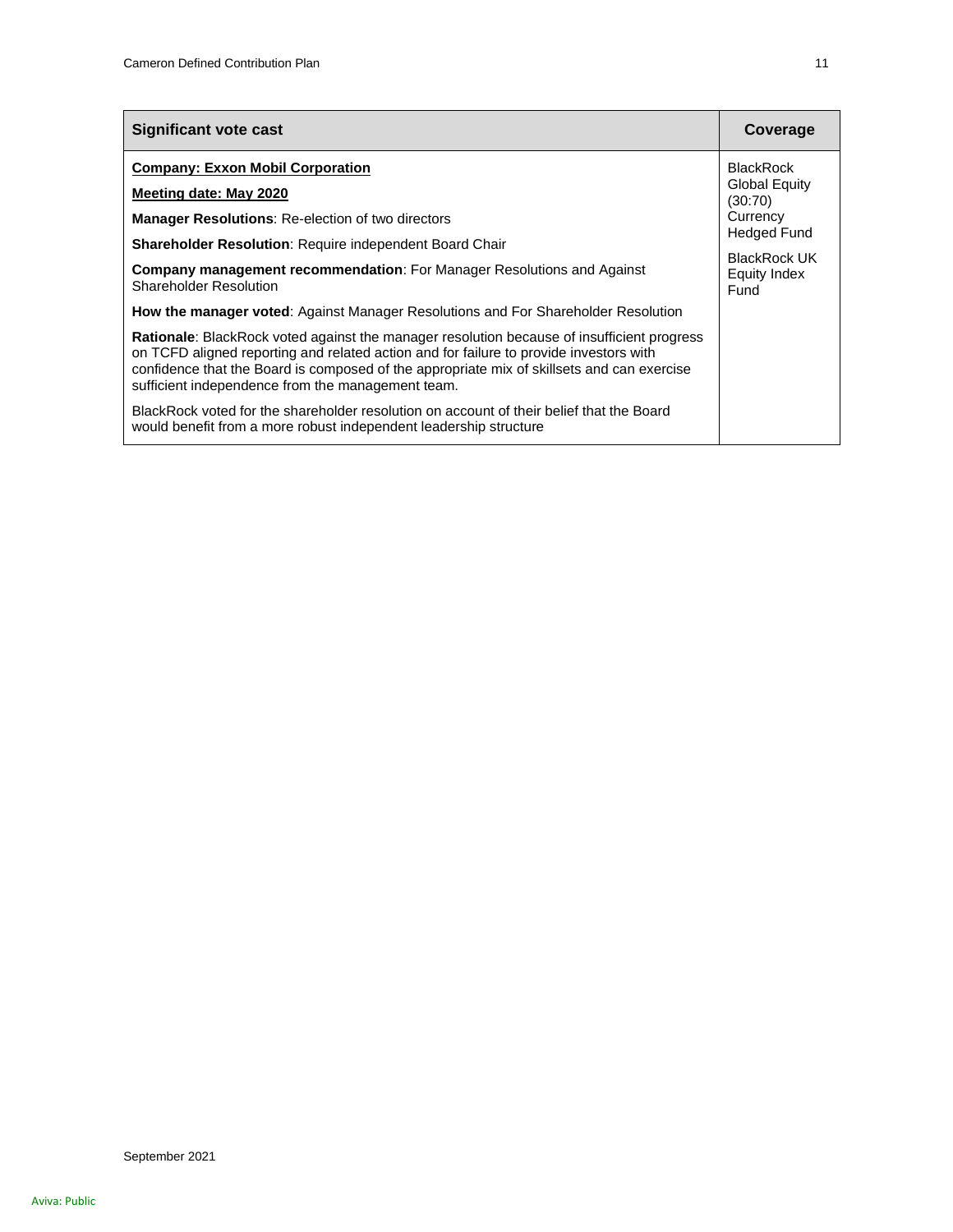| Significant vote cast | Coverage |
|---|---|
| **Company: Exxon Mobil Corporation**<br><br>**Meeting date: May 2020**<br><br>**Manager Resolutions**: Re-election of two directors<br><br>**Shareholder Resolution**: Require independent Board Chair<br><br>**Company management recommendation**: For Manager Resolutions and Against Shareholder Resolution<br><br>**How the manager voted**: Against Manager Resolutions and For Shareholder Resolution<br><br>**Rationale**: BlackRock voted against the manager resolution because of insufficient progress on TCFD aligned reporting and related action and for failure to provide investors with confidence that the Board is composed of the appropriate mix of skillsets and can exercise sufficient independence from the management team.<br><br>BlackRock voted for the shareholder resolution on account of their belief that the Board would benefit from a more robust independent leadership structure | BlackRock Global Equity (30:70) Currency Hedged Fund<br><br>BlackRock UK Equity Index Fund |

September 2021